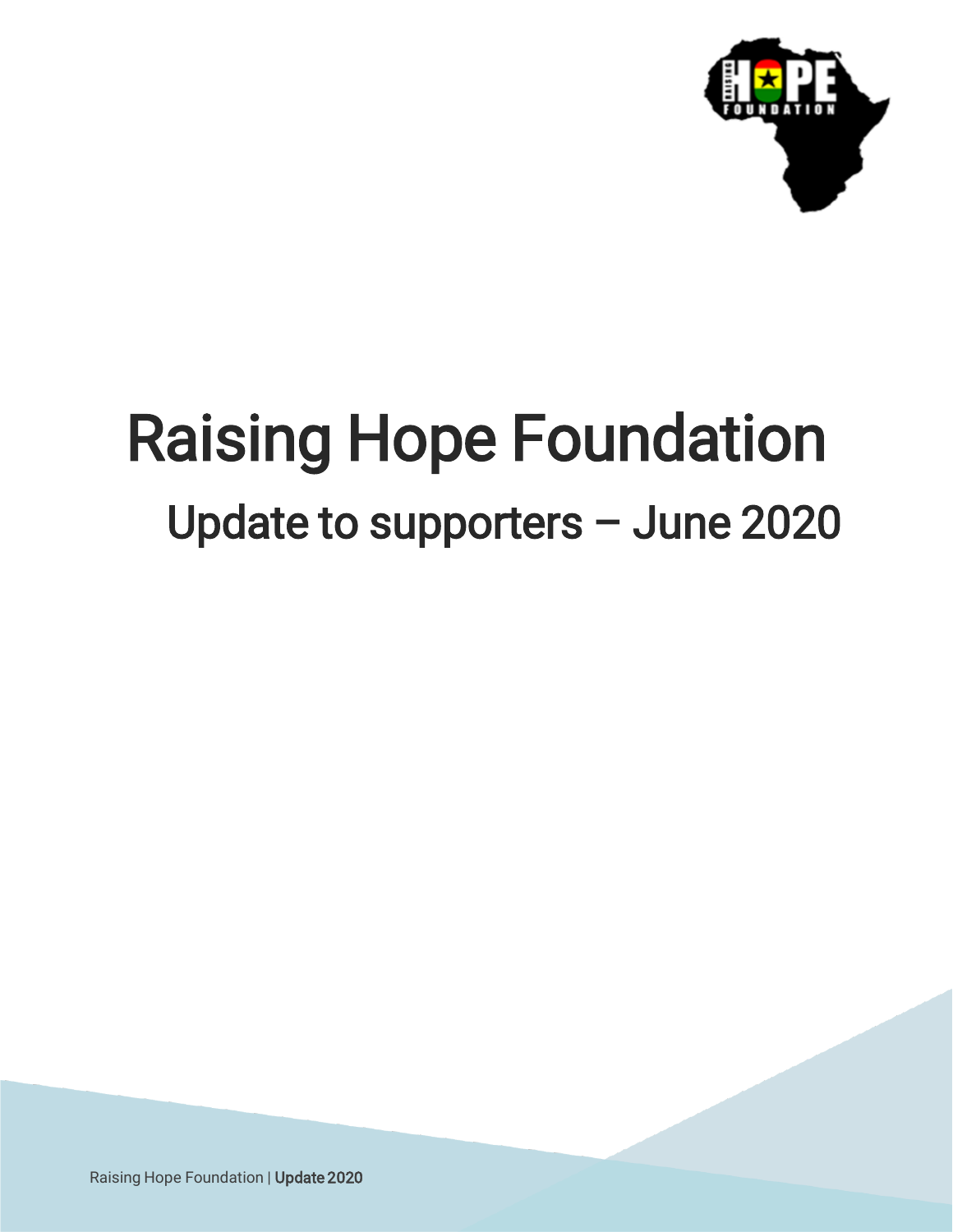# Raising Hope Foundation

## Update to supporters – June 2020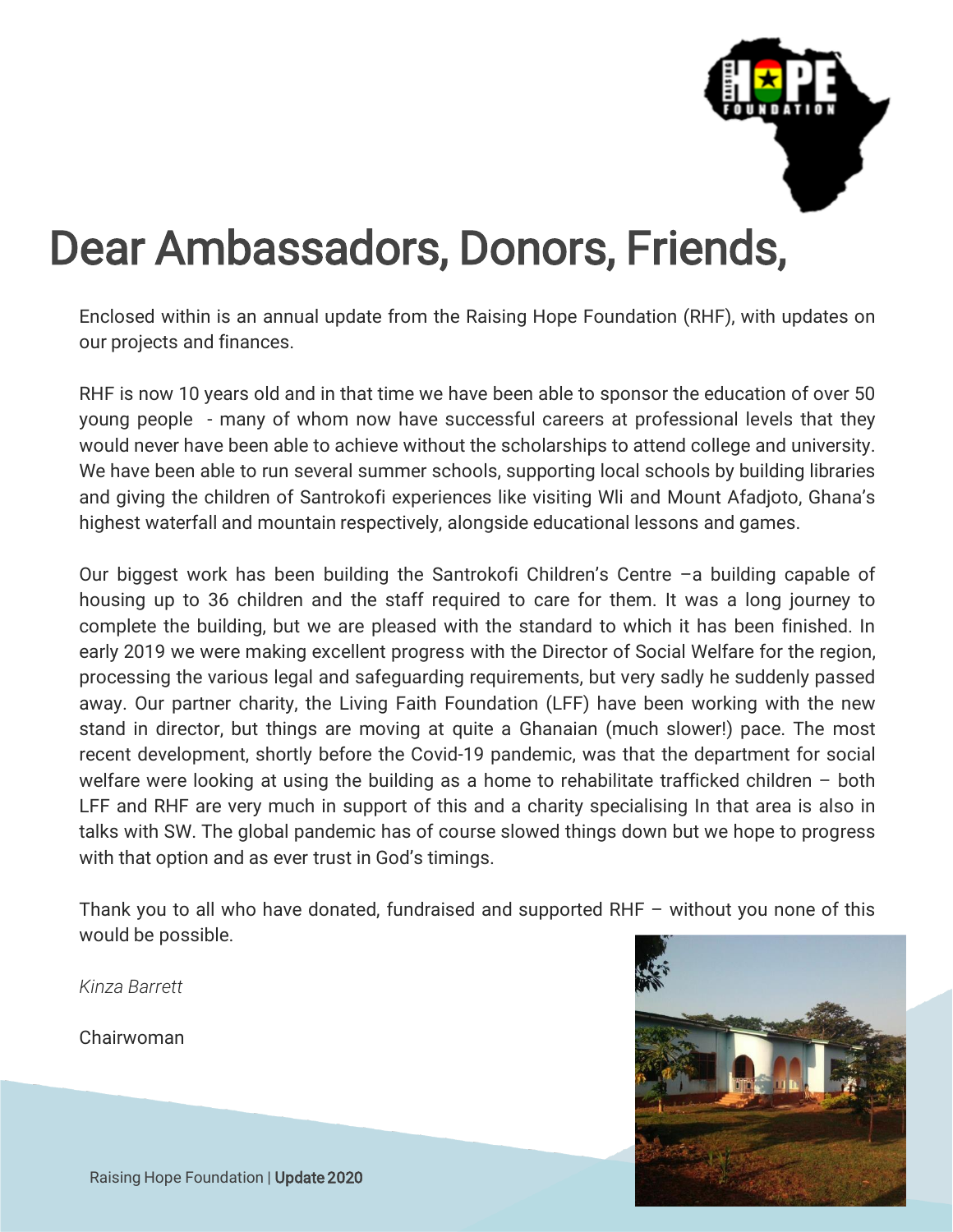# Dear Ambassadors, Donors, Friends,

Enclosed within is an annual update from the Raising Hope Foundation (RHF), with updates on our projects and finances.

RHF is now 10 years old and in that time we have been able to sponsor the education of over 50 young people - many of whom now have successful careers at professional levels that they would never have been able to achieve without the scholarships to attend college and university. We have been able to run several summer schools, supporting local schools by building libraries and giving the children of Santrokofi experiences like visiting Wli and Mount Afadjoto, Ghana's highest waterfall and mountain respectively, alongside educational lessons and games.

Our biggest work has been building the Santrokofi Children's Centre –a building capable of housing up to 36 children and the staff required to care for them. It was a long journey to complete the building, but we are pleased with the standard to which it has been finished. In early 2019 we were making excellent progress with the Director of Social Welfare for the region, processing the various legal and safeguarding requirements, but very sadly he suddenly passed away. Our partner charity, the Living Faith Foundation (LFF) have been working with the new stand in director, but things are moving at quite a Ghanaian (much slower!) pace. The most recent development, shortly before the Covid-19 pandemic, was that the department for social welfare were looking at using the building as a home to rehabilitate trafficked children – both LFF and RHF are very much in support of this and a charity specialising In that area is also in talks with SW. The global pandemic has of course slowed things down but we hope to progress with that option and as ever trust in God's timings.

Thank you to all who have donated, fundraised and supported RHF – without you none of this would be possible.

*Kinza Barrett*

Chairwoman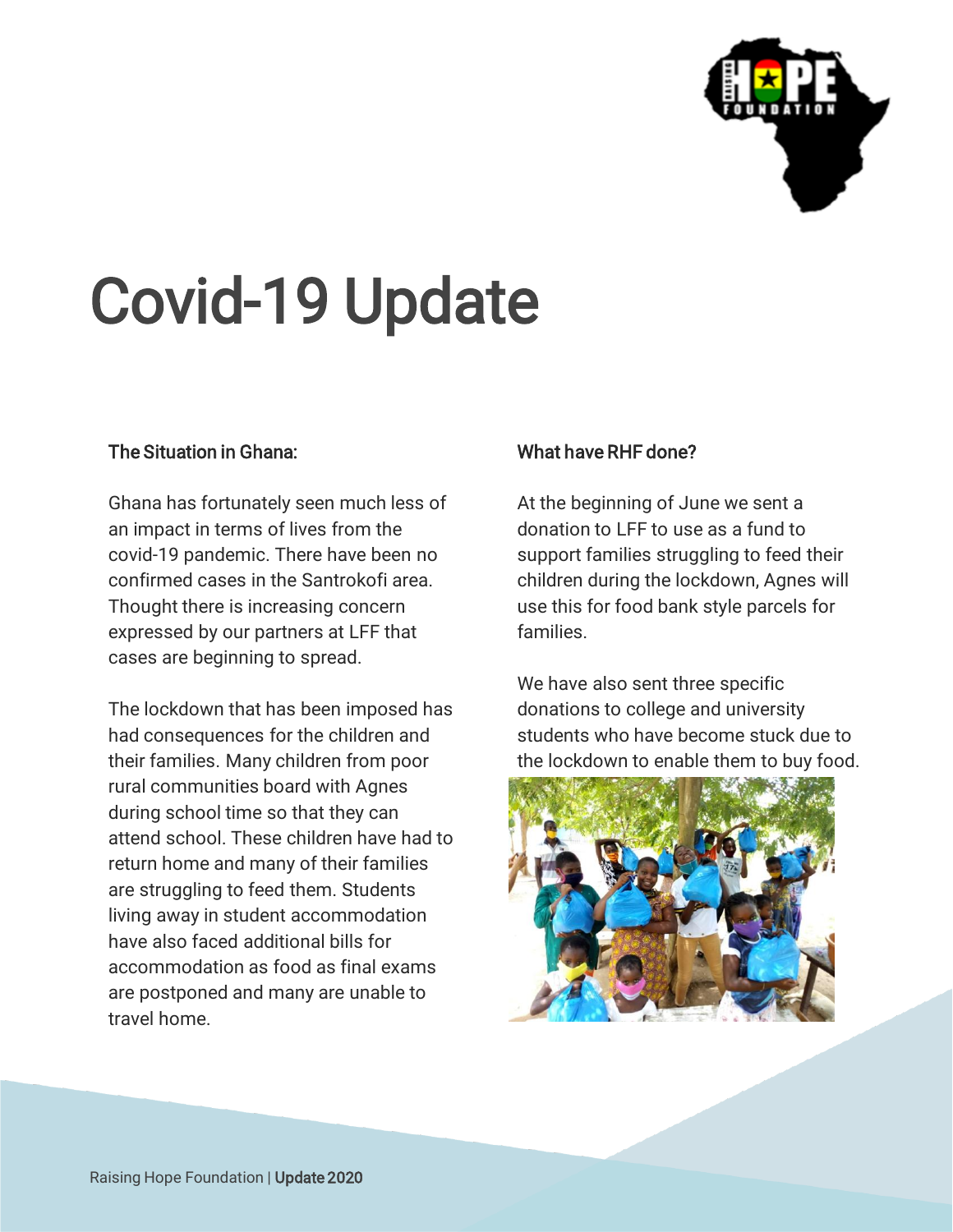# Covid-19 Update

## The Situation in Ghana:

Ghana has fortunately seen much less of an impact in terms of lives from the covid-19 pandemic. There have been no confirmed cases in the Santrokofi area. Thought there is increasing concern expressed by our partners at LFF that cases are beginning to spread.

The lockdown that has been imposed has had consequences for the children and their families. Many children from poor rural communities board with Agnes during school time so that they can attend school. These children have had to return home and many of their families are struggling to feed them. Students living away in student accommodation have also faced additional bills for accommodation as food as final exams are postponed and many are unable to travel home.

## What have RHF done?

At the beginning of June we sent a donation to LFF to use as a fund to support families struggling to feed their children during the lockdown, Agnes will use this for food bank style parcels for families.

We have also sent three specific donations to college and university students who have become stuck due to the lockdown to enable them to buy food.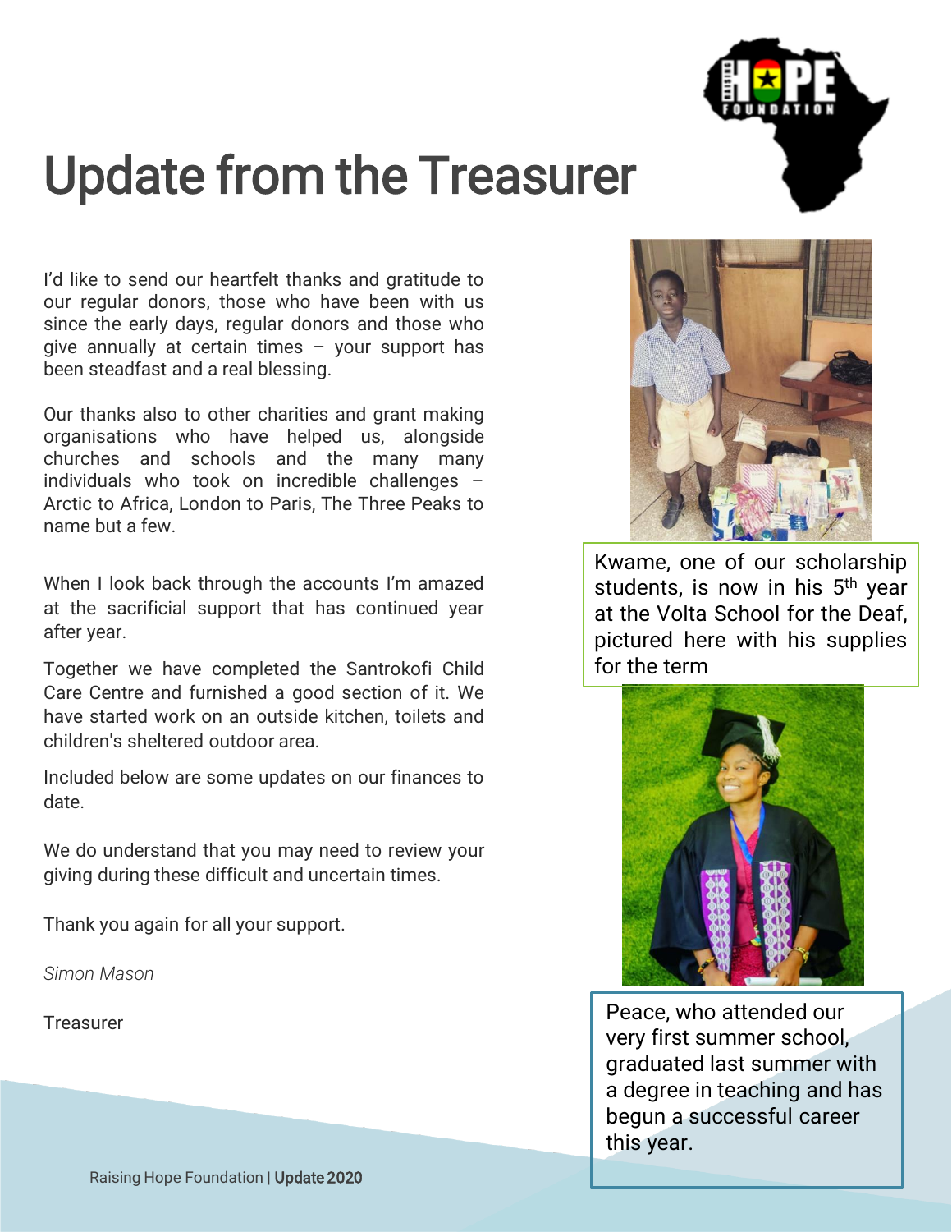# Update from the Treasurer

I'd like to send our heartfelt thanks and gratitude to our regular donors, those who have been with us since the early days, regular donors and those who give annually at certain times – your support has been steadfast and a real blessing.

Our thanks also to other charities and grant making organisations who have helped us, alongside churches and schools and the many many individuals who took on incredible challenges – Arctic to Africa, London to Paris, The Three Peaks to name but a few.

When I look back through the accounts I'm amazed at the sacrificial support that has continued year after year.

Together we have completed the Santrokofi Child Care Centre and furnished a good section of it. We have started work on an outside kitchen, toilets and children's sheltered outdoor area.

Included below are some updates on our finances to date.

We do understand that you may need to review your giving during these difficult and uncertain times.

Thank you again for all your support.

*Simon Mason*

Treasurer

Kwame, one of our scholarship students, is now in his 5th year at the Volta School for the Deaf, pictured here with his supplies for the term

Peace, who attended our very first summer school, graduated last summer with a degree in teaching and has begun a successful career this year.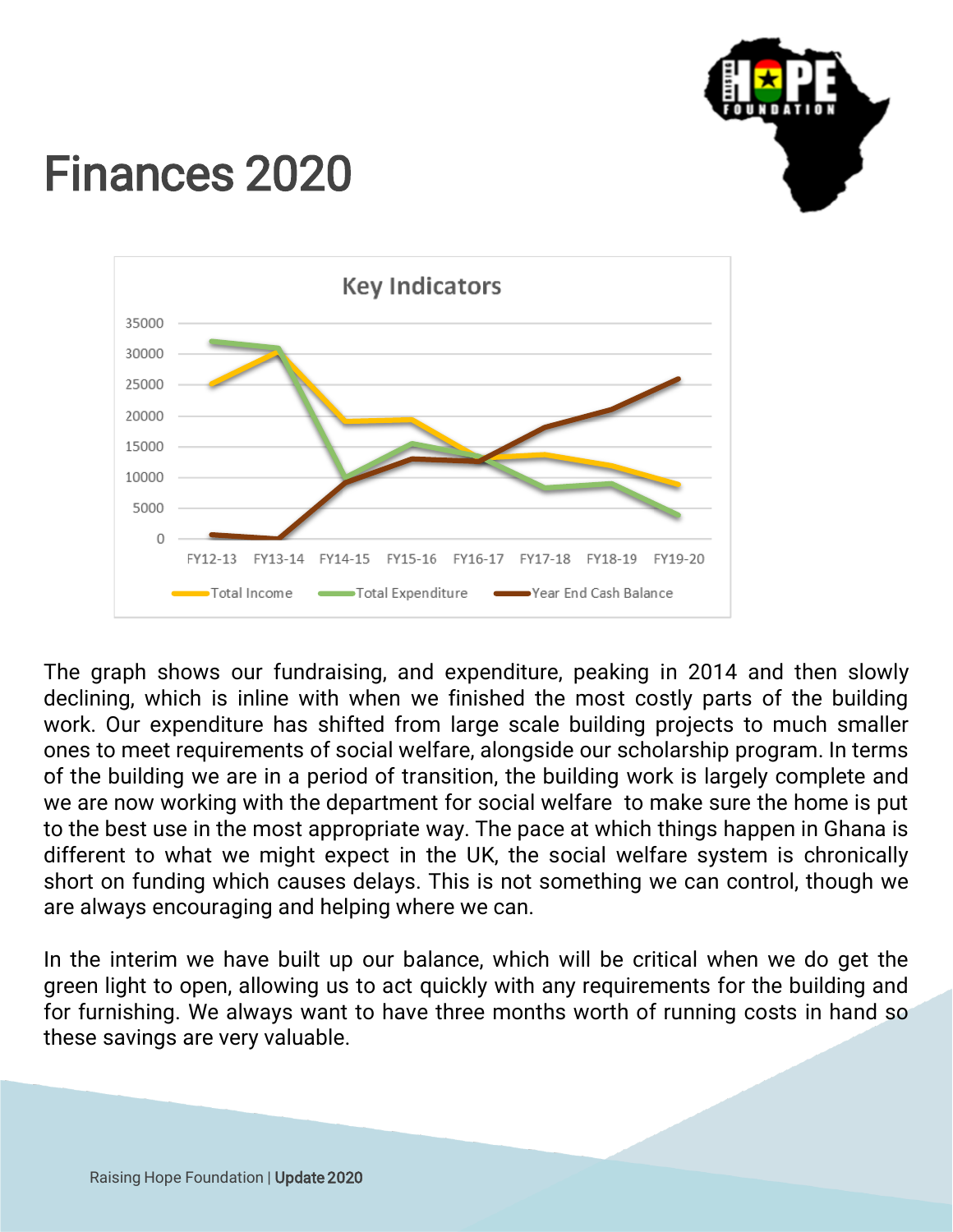# Finances 2020

The graph shows our fundraising, and expenditure, peaking in 2014 and then slowly declining, which is inline with when we finished the most costly parts of the building work. Our expenditure has shifted from large scale building projects to much smaller ones to meet requirements of social welfare, alongside our scholarship program. In terms of the building we are in a period of transition, the building work is largely complete and we are now working with the department for social welfare to make sure the home is put to the best use in the most appropriate way. The pace at which things happen in Ghana is different to what we might expect in the UK, the social welfare system is chronically short on funding which causes delays. This is not something we can control, though we are always encouraging and helping where we can.

In the interim we have built up our balance, which will be critical when we do get the green light to open, allowing us to act quickly with any requirements for the building and for furnishing. We always want to have three months worth of running costs in hand so these savings are very valuable.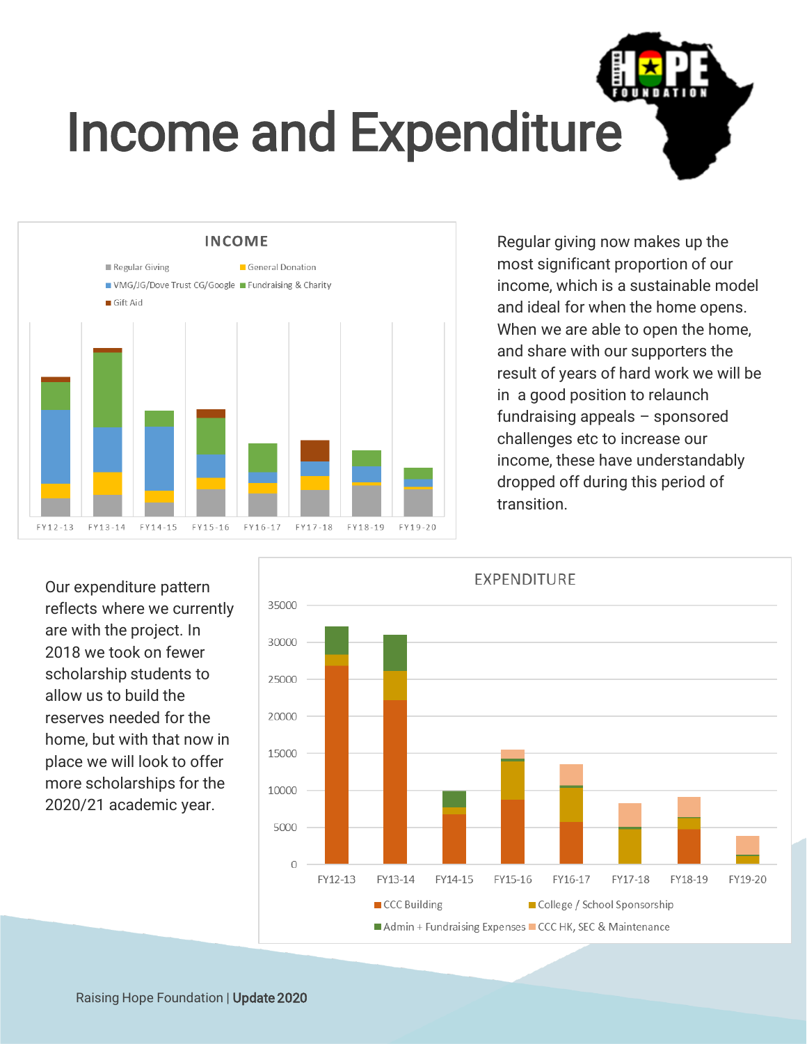# Income and Expenditure

Regular giving now makes up the most significant proportion of our income, which is a sustainable model and ideal for when the home opens. When we are able to open the home, and share with our supporters the result of years of hard work we will be in a good position to relaunch fundraising appeals – sponsored challenges etc to increase our income, these have understandably dropped off during this period of transition.

Our expenditure pattern reflects where we currently are with the project. In 2018 we took on fewer scholarship students to allow us to build the reserves needed for the home, but with that now in place we will look to offer more scholarships for the 2020/21 academic year.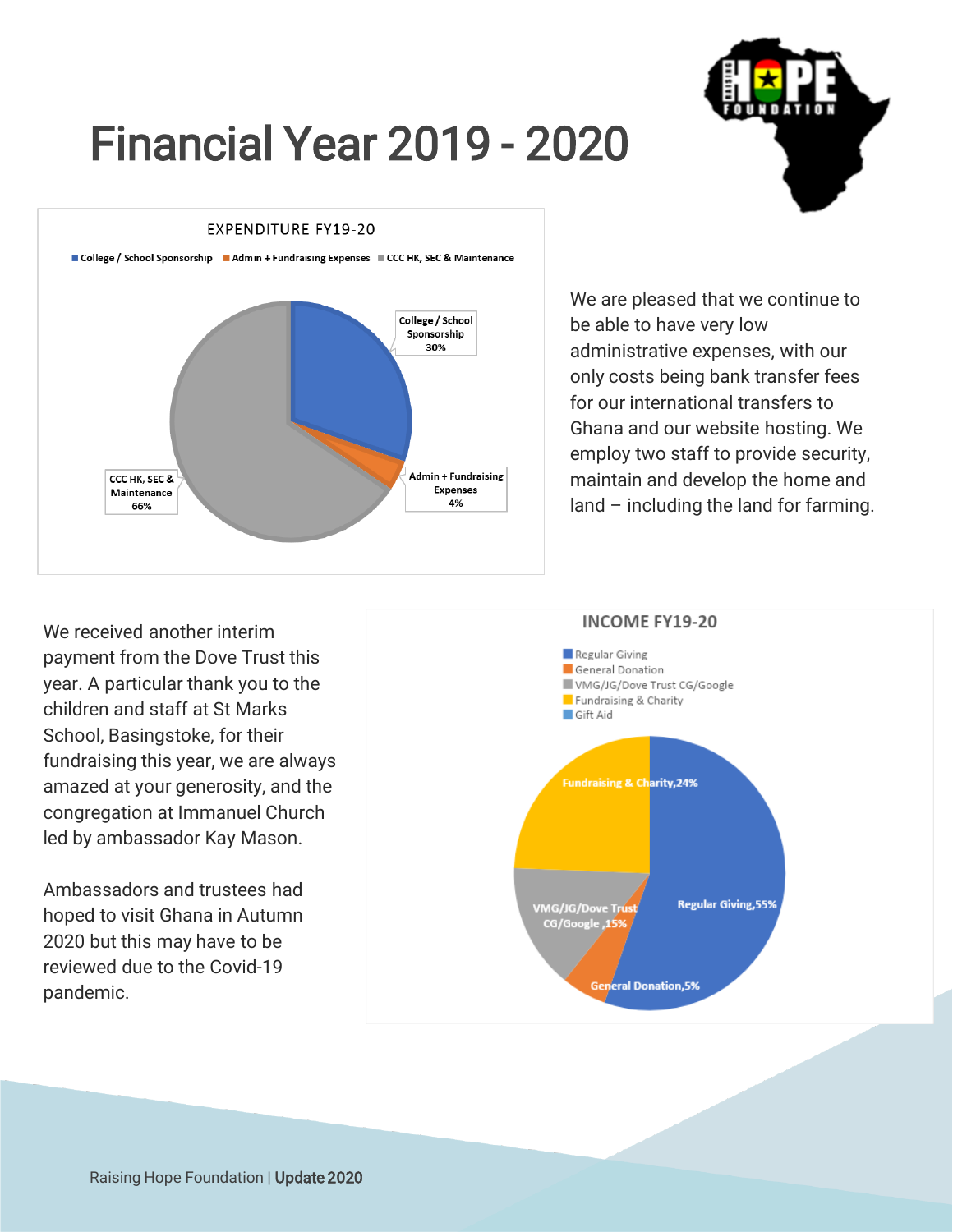# Financial Year 2019 - 2020

EXPENDITURE FY19-20

College / School Sponsorship
Admin + Fundraising Expenses
CCC HK, SEC & Maintenance

College / School Sponsorship 30%
Admin + Fundraising Expenses 4%
CCC HK, SEC & Maintenance 66%

We are pleased that we continue to be able to have very low administrative expenses, with our only costs being bank transfer fees for our international transfers to Ghana and our website hosting. We employ two staff to provide security, maintain and develop the home and land – including the land for farming.

We received another interim payment from the Dove Trust this year. A particular thank you to the children and staff at St Marks School, Basingstoke, for their fundraising this year, we are always amazed at your generosity, and the congregation at Immanuel Church led by ambassador Kay Mason.

Ambassadors and trustees had hoped to visit Ghana in Autumn 2020 but this may have to be reviewed due to the Covid-19 pandemic.

INCOME FY19-20

Regular Giving
General Donation
VMG/JG/Dove Trust CG/Google
Fundraising & Charity
Gift Aid

Fundraising & Charity,24%
Regular Giving,55%
VMG/JG/Dove Trust CG/Google ,15%
General Donation,5%